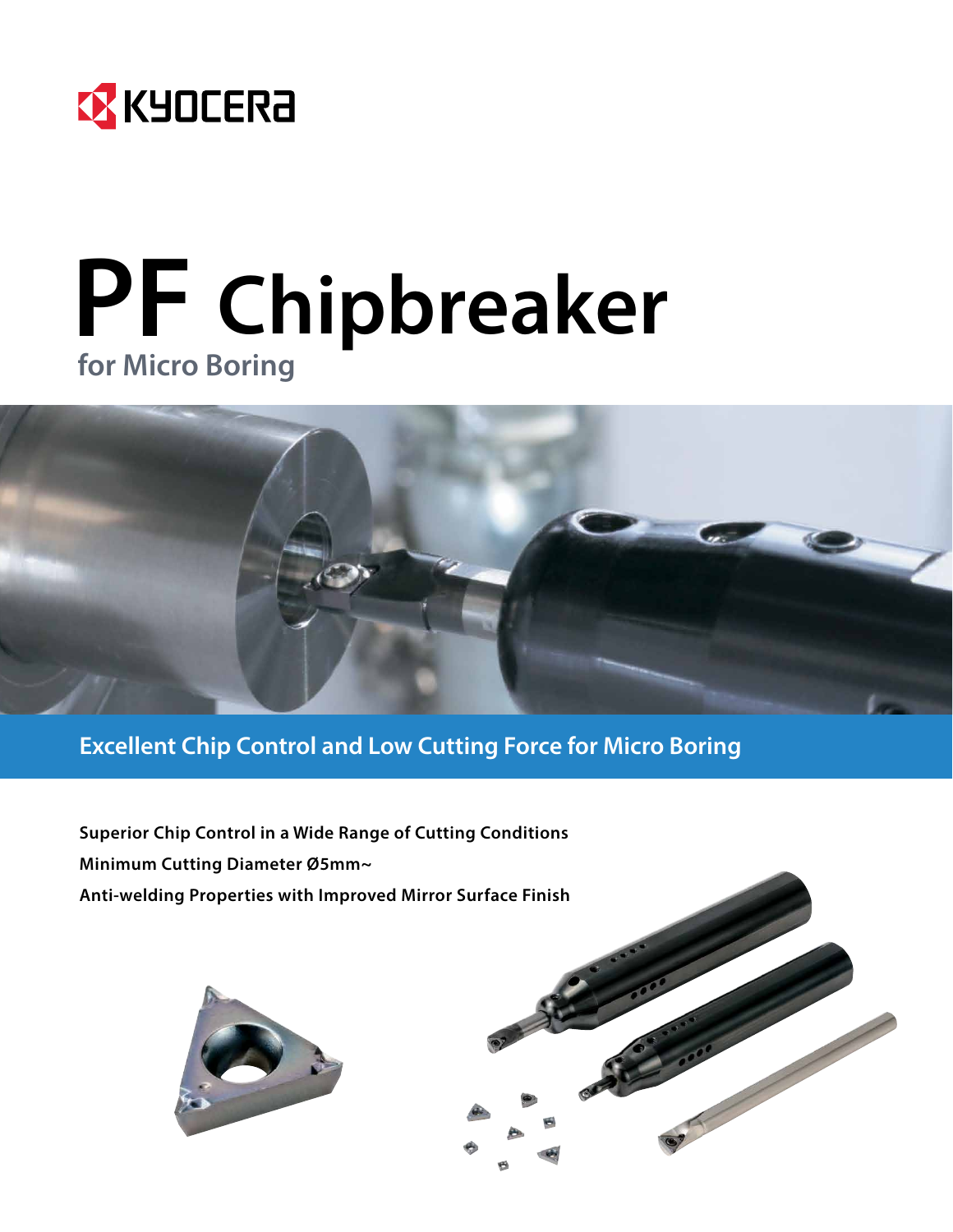KYOCERA

# PF Chipbreaker

## for Micro Boring

**Excellent Chip Control and Low Cutting Force for Micro Boring**

**Superior Chip Control in a Wide Range of Cutting Conditions**

**Minimum Cutting Diameter Ø5mm~**

**Anti-welding Properties with Improved Mirror Surface Finish**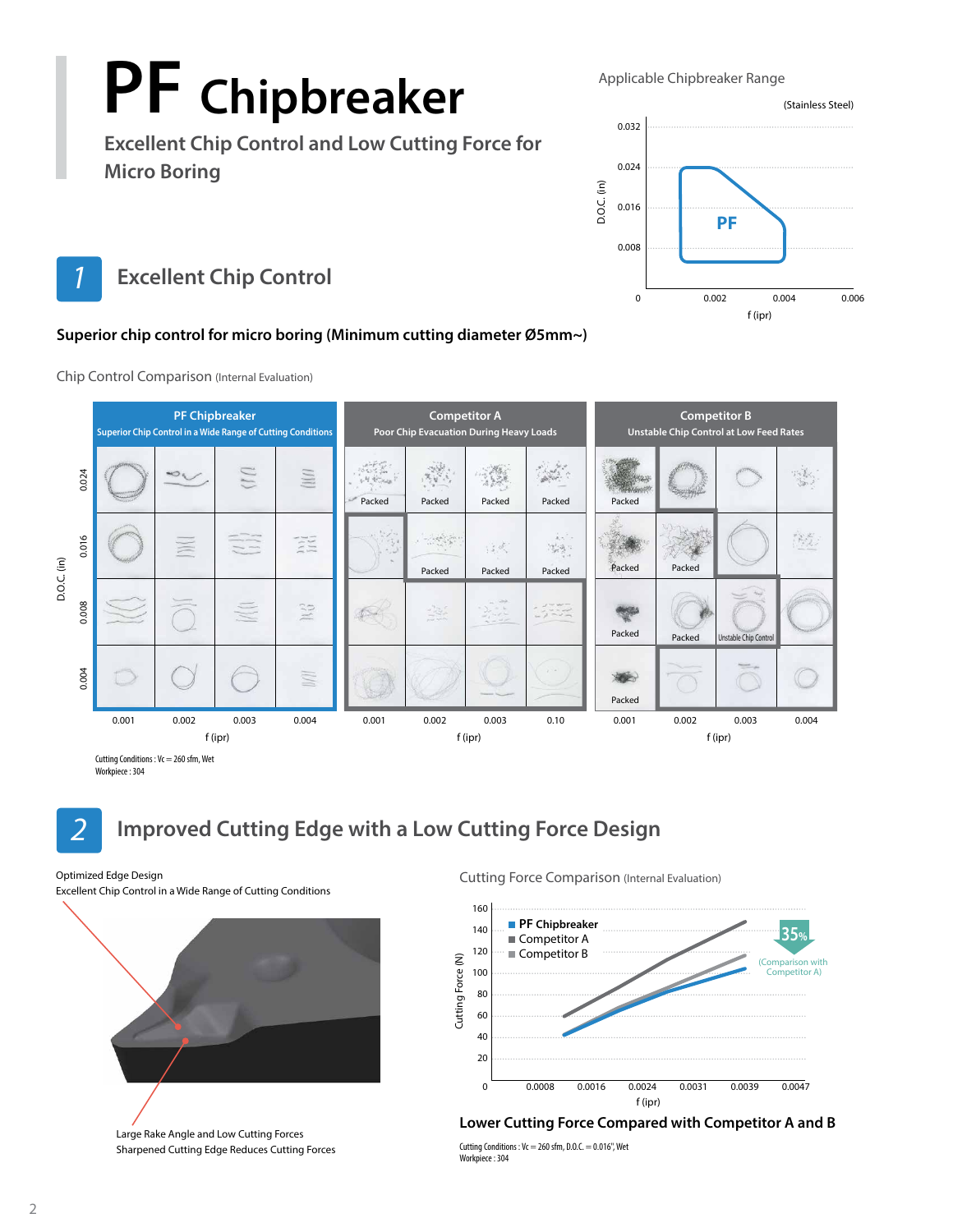# PF Chipbreaker

## Excellent Chip Control and Low Cutting Force for Micro Boring

Applicable Chipbreaker Range

(Stainless Steel)

## 1 Excellent Chip Control

**Superior chip control for micro boring (Minimum cutting diameter Ø5mm~)**

Chip Control Comparison (Internal Evaluation)

| D.O.C. (in) | PF Chipbreaker – Superior Chip Control in a Wide Range of Cutting Conditions | | | | Competitor A – Poor Chip Evacuation During Heavy Loads | | | | Competitor B – Unstable Chip Control at Low Feed Rates | | | |
|---|---|---|---|---|---|---|---|---|---|---|---|---|
| 0.024 | | | | | Packed | Packed | Packed | Packed | Packed | | | |
| 0.016 | | | | | | Packed | Packed | Packed | Packed | Packed | | |
| 0.008 | | | | | | | | | Packed | Packed | Unstable Chip Control | |
| 0.004 | | | | | | | | | Packed | | | |
| f (ipr) | 0.001 | 0.002 | 0.003 | 0.004 | 0.001 | 0.002 | 0.003 | 0.10 | 0.001 | 0.002 | 0.003 | 0.004 |

Cutting Conditions : Vc = 260 sfm, Wet
Workpiece : 304

## 2 Improved Cutting Edge with a Low Cutting Force Design

Optimized Edge Design
Excellent Chip Control in a Wide Range of Cutting Conditions

Large Rake Angle and Low Cutting Forces
Sharpened Cutting Edge Reduces Cutting Forces

Cutting Force Comparison (Internal Evaluation)

35% (Comparison with Competitor A)

**Lower Cutting Force Compared with Competitor A and B**

Cutting Conditions : Vc = 260 sfm, D.O.C. = 0.016", Wet
Workpiece : 304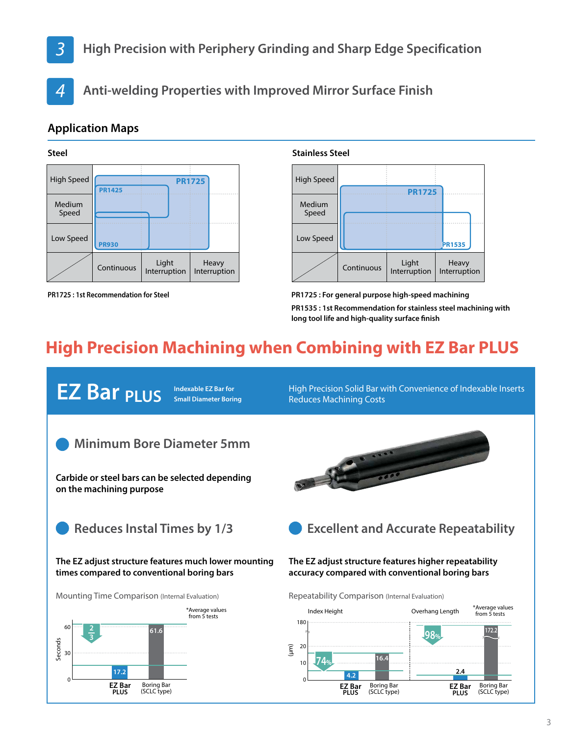## 3 High Precision with Periphery Grinding and Sharp Edge Specification

## 4 Anti-welding Properties with Improved Mirror Surface Finish

### Application Maps

**Steel**

| | Continuous | Light Interruption | Heavy Interruption |
|---|---|---|---|
| High Speed | PR1425 / PR1725 | PR1725 | |
| Medium Speed | PR1425 / PR930 / PR1725 | PR1425 / PR1725 | |
| Low Speed | PR930 / PR1725 | PR930 / PR1725 | |

PR1725 : 1st Recommendation for Steel

**Stainless Steel**

| | Continuous | Light Interruption | Heavy Interruption |
|---|---|---|---|
| High Speed | PR1725 | PR1725 | |
| Medium Speed | PR1725 / PR1535 | PR1725 / PR1535 | PR1535 |
| Low Speed | PR1725 / PR1535 | PR1725 / PR1535 | PR1535 |

PR1725 : For general purpose high-speed machining

PR1535 : 1st Recommendation for stainless steel machining with long tool life and high-quality surface finish

# High Precision Machining when Combining with EZ Bar PLUS

## EZ Bar PLUS

Indexable EZ Bar for Small Diameter Boring

High Precision Solid Bar with Convenience of Indexable Inserts Reduces Machining Costs

### Minimum Bore Diameter 5mm

**Carbide or steel bars can be selected depending on the machining purpose**

### Reduces Instal Times by 1/3

**The EZ adjust structure features much lower mounting times compared to conventional boring bars**

Mounting Time Comparison (Internal Evaluation)

*Average values from 5 tests

| | EZ Bar PLUS | Boring Bar (SCLC type) |
|---|---|---|
| Seconds | 17.2 | 61.6 |

2/3 reduction

### Excellent and Accurate Repeatability

**The EZ adjust structure features higher repeatability accuracy compared with conventional boring bars**

Repeatability Comparison (Internal Evaluation)

*Average values from 5 tests

| (μm) | EZ Bar PLUS | Boring Bar (SCLC type) | Reduction |
|---|---|---|---|
| Index Height | 4.2 | 16.4 | 74% |
| Overhang Length | 2.4 | 172.2 | 98% |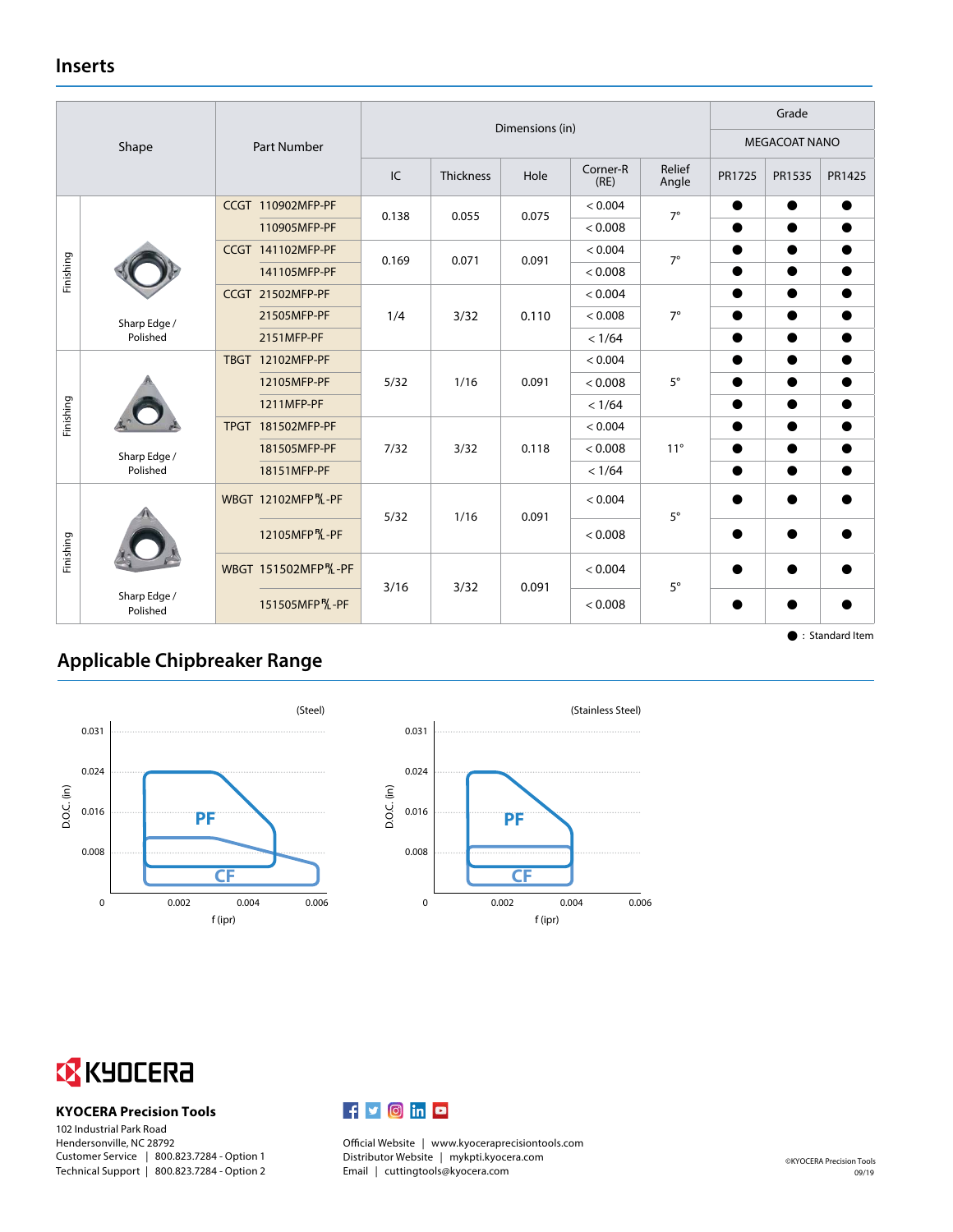## Inserts

| Shape | | Part Number | Dimensions (in) | | | | | Grade | | |
|---|---|---|---|---|---|---|---|---|---|---|
| | | | | | | | | MEGACOAT NANO | | |
| | | | IC | Thickness | Hole | Corner-R (RE) | Relief Angle | PR1725 | PR1535 | PR1425 |
| Finishing | Sharp Edge / Polished | CCGT 110902MFP-PF | 0.138 | 0.055 | 0.075 | < 0.004 | 7° | ● | ● | ● |
| | | 110905MFP-PF | | | | < 0.008 | | ● | ● | ● |
| | | CCGT 141102MFP-PF | 0.169 | 0.071 | 0.091 | < 0.004 | 7° | ● | ● | ● |
| | | 141105MFP-PF | | | | < 0.008 | | ● | ● | ● |
| | | CCGT 21502MFP-PF | 1/4 | 3/32 | 0.110 | < 0.004 | 7° | ● | ● | ● |
| | | 21505MFP-PF | | | | < 0.008 | | ● | ● | ● |
| | | 2151MFP-PF | | | | < 1/64 | | ● | ● | ● |
| Finishing | Sharp Edge / Polished | TBGT 12102MFP-PF | 5/32 | 1/16 | 0.091 | < 0.004 | 5° | ● | ● | ● |
| | | 12105MFP-PF | | | | < 0.008 | | ● | ● | ● |
| | | 1211MFP-PF | | | | < 1/64 | | ● | ● | ● |
| | | TPGT 181502MFP-PF | 7/32 | 3/32 | 0.118 | < 0.004 | 11° | ● | ● | ● |
| | | 181505MFP-PF | | | | < 0.008 | | ● | ● | ● |
| | | 18151MFP-PF | | | | < 1/64 | | ● | ● | ● |
| Finishing | Sharp Edge / Polished | WBGT 12102MFP R/L -PF | 5/32 | 1/16 | 0.091 | < 0.004 | 5° | ● | ● | ● |
| | | 12105MFP R/L -PF | | | | < 0.008 | | ● | ● | ● |
| | | WBGT 151502MFP R/L -PF | 3/16 | 3/32 | 0.091 | < 0.004 | 5° | ● | ● | ● |
| | | 151505MFP R/L -PF | | | | < 0.008 | | ● | ● | ● |

● : Standard Item

## Applicable Chipbreaker Range

(Steel)

D.O.C. (in)

0.031
0.024
0.016
0.008
0

PF
CF

0.002
0.004
0.006

f (ipr)

(Stainless Steel)

D.O.C. (in)

0.031
0.024
0.016
0.008
0

PF
CF

0.002
0.004
0.006

f (ipr)

KYOCERA

**KYOCERA Precision Tools**

102 Industrial Park Road
Hendersonville, NC 28792
Customer Service | 800.823.7284 - Option 1
Technical Support | 800.823.7284 - Option 2

Official Website | www.kyoceraprecisiontools.com
Distributor Website | mykpti.kyocera.com
Email | cuttingtools@kyocera.com

©KYOCERA Precision Tools
09/19